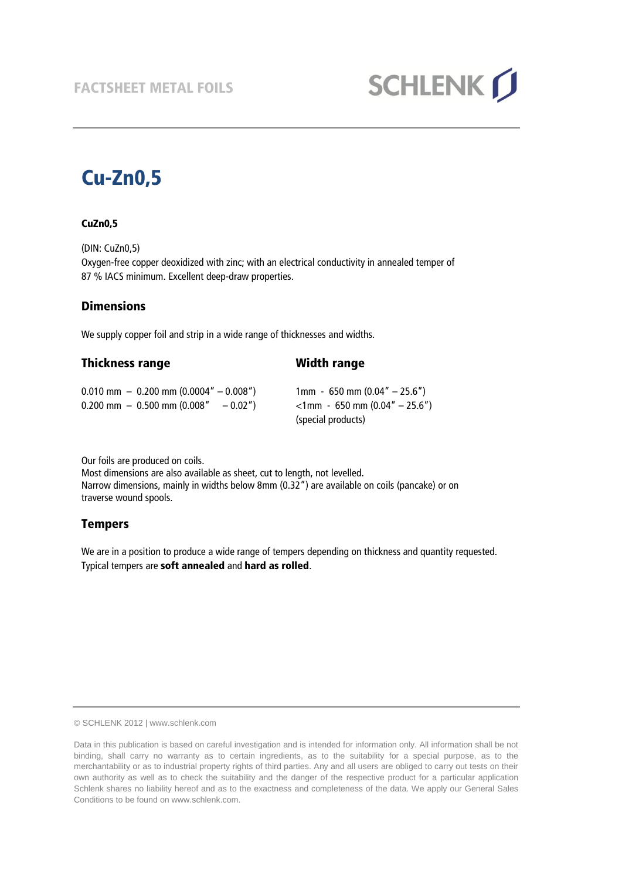FACTSHEET METAL FOILS

SCHLENK

# Cu-Zn0,5

**CuZn0,5**

(DIN: CuZn0,5)
Oxygen-free copper deoxidized with zinc; with an electrical conductivity in annealed temper of 87 % IACS minimum. Excellent deep-draw properties.

## Dimensions

We supply copper foil and strip in a wide range of thicknesses and widths.

| Thickness range | Width range |
|---|---|
| 0.010 mm – 0.200 mm (0.0004" – 0.008") | 1mm - 650 mm (0.04" – 25.6") |
| 0.200 mm – 0.500 mm (0.008" – 0.02") | <1mm - 650 mm (0.04" – 25.6") (special products) |

Our foils are produced on coils.
Most dimensions are also available as sheet, cut to length, not levelled.
Narrow dimensions, mainly in widths below 8mm (0.32") are available on coils (pancake) or on traverse wound spools.

## Tempers

We are in a position to produce a wide range of tempers depending on thickness and quantity requested.
Typical tempers are **soft annealed** and **hard as rolled**.

© SCHLENK 2012 | www.schlenk.com

Data in this publication is based on careful investigation and is intended for information only. All information shall be not binding, shall carry no warranty as to certain ingredients, as to the suitability for a special purpose, as to the merchantability or as to industrial property rights of third parties. Any and all users are obliged to carry out tests on their own authority as well as to check the suitability and the danger of the respective product for a particular application Schlenk shares no liability hereof and as to the exactness and completeness of the data. We apply our General Sales Conditions to be found on www.schlenk.com.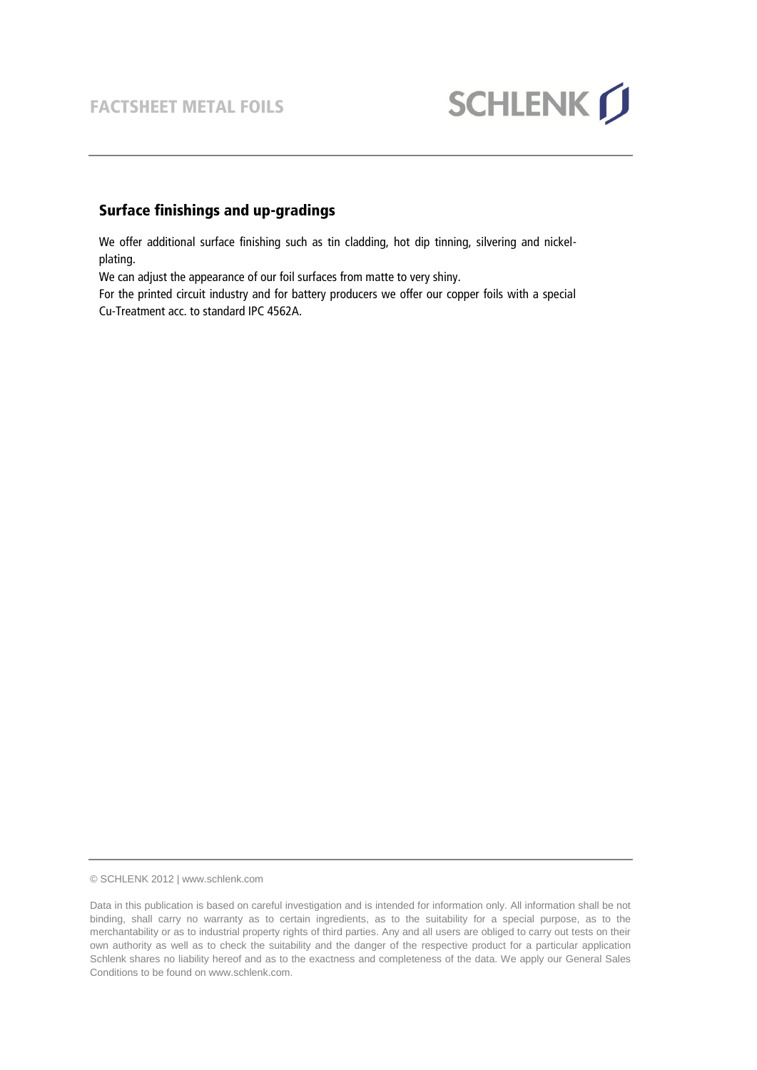## Surface finishings and up-gradings

We offer additional surface finishing such as tin cladding, hot dip tinning, silvering and nickel-plating.
We can adjust the appearance of our foil surfaces from matte to very shiny.
For the printed circuit industry and for battery producers we offer our copper foils with a special Cu-Treatment acc. to standard IPC 4562A.

© SCHLENK 2012 | www.schlenk.com

Data in this publication is based on careful investigation and is intended for information only. All information shall be not binding, shall carry no warranty as to certain ingredients, as to the suitability for a special purpose, as to the merchantability or as to industrial property rights of third parties. Any and all users are obliged to carry out tests on their own authority as well as to check the suitability and the danger of the respective product for a particular application Schlenk shares no liability hereof and as to the exactness and completeness of the data. We apply our General Sales Conditions to be found on www.schlenk.com.